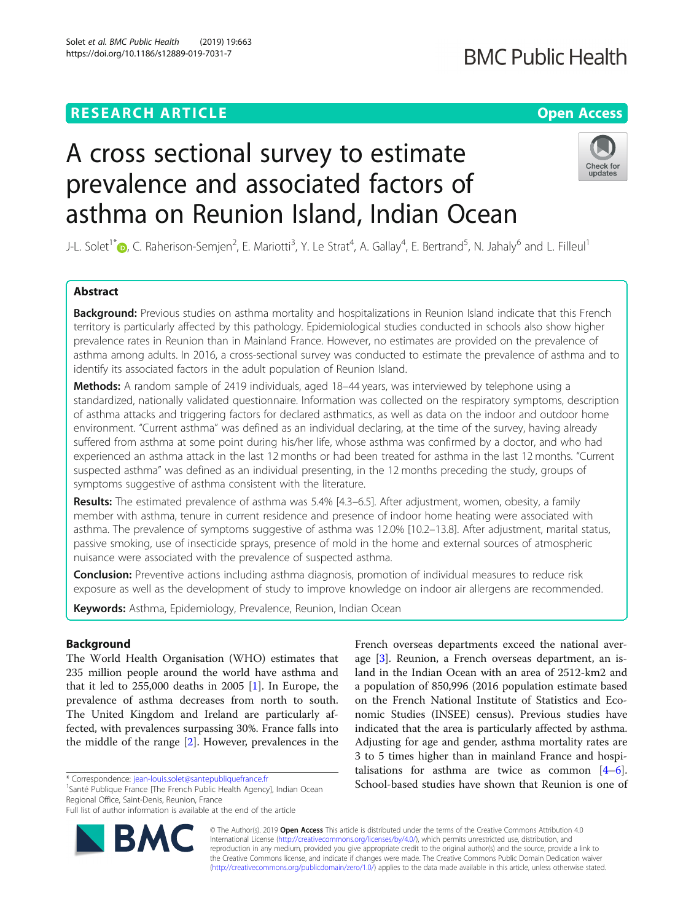RESEARCH ARTICLE

Open Access

# A cross sectional survey to estimate prevalence and associated factors of asthma on Reunion Island, Indian Ocean

J-L. Solet[1*], C. Raherison-Semjen[2], E. Mariotti[3], Y. Le Strat[4], A. Gallay[4], E. Bertrand[5], N. Jahaly[6] and L. Filleul[1]

## Abstract

**Background:** Previous studies on asthma mortality and hospitalizations in Reunion Island indicate that this French territory is particularly affected by this pathology. Epidemiological studies conducted in schools also show higher prevalence rates in Reunion than in Mainland France. However, no estimates are provided on the prevalence of asthma among adults. In 2016, a cross-sectional survey was conducted to estimate the prevalence of asthma and to identify its associated factors in the adult population of Reunion Island.

**Methods:** A random sample of 2419 individuals, aged 18–44 years, was interviewed by telephone using a standardized, nationally validated questionnaire. Information was collected on the respiratory symptoms, description of asthma attacks and triggering factors for declared asthmatics, as well as data on the indoor and outdoor home environment. "Current asthma" was defined as an individual declaring, at the time of the survey, having already suffered from asthma at some point during his/her life, whose asthma was confirmed by a doctor, and who had experienced an asthma attack in the last 12 months or had been treated for asthma in the last 12 months. "Current suspected asthma" was defined as an individual presenting, in the 12 months preceding the study, groups of symptoms suggestive of asthma consistent with the literature.

**Results:** The estimated prevalence of asthma was 5.4% [4.3–6.5]. After adjustment, women, obesity, a family member with asthma, tenure in current residence and presence of indoor home heating were associated with asthma. The prevalence of symptoms suggestive of asthma was 12.0% [10.2–13.8]. After adjustment, marital status, passive smoking, use of insecticide sprays, presence of mold in the home and external sources of atmospheric nuisance were associated with the prevalence of suspected asthma.

**Conclusion:** Preventive actions including asthma diagnosis, promotion of individual measures to reduce risk exposure as well as the development of study to improve knowledge on indoor air allergens are recommended.

**Keywords:** Asthma, Epidemiology, Prevalence, Reunion, Indian Ocean

## Background

The World Health Organisation (WHO) estimates that 235 million people around the world have asthma and that it led to 255,000 deaths in 2005 [1]. In Europe, the prevalence of asthma decreases from north to south. The United Kingdom and Ireland are particularly affected, with prevalences surpassing 30%. France falls into the middle of the range [2]. However, prevalences in the French overseas departments exceed the national average [3]. Reunion, a French overseas department, an island in the Indian Ocean with an area of 2512-km2 and a population of 850,996 (2016 population estimate based on the French National Institute of Statistics and Economic Studies (INSEE) census). Previous studies have indicated that the area is particularly affected by asthma. Adjusting for age and gender, asthma mortality rates are 3 to 5 times higher than in mainland France and hospitalisations for asthma are twice as common [4–6]. School-based studies have shown that Reunion is one of

\* Correspondence: jean-louis.solet@santepubliquefrance.fr
[1]Santé Publique France [The French Public Health Agency], Indian Ocean Regional Office, Saint-Denis, Reunion, France
Full list of author information is available at the end of the article

© The Author(s). 2019 **Open Access** This article is distributed under the terms of the Creative Commons Attribution 4.0 International License (http://creativecommons.org/licenses/by/4.0/), which permits unrestricted use, distribution, and reproduction in any medium, provided you give appropriate credit to the original author(s) and the source, provide a link to the Creative Commons license, and indicate if changes were made. The Creative Commons Public Domain Dedication waiver (http://creativecommons.org/publicdomain/zero/1.0/) applies to the data made available in this article, unless otherwise stated.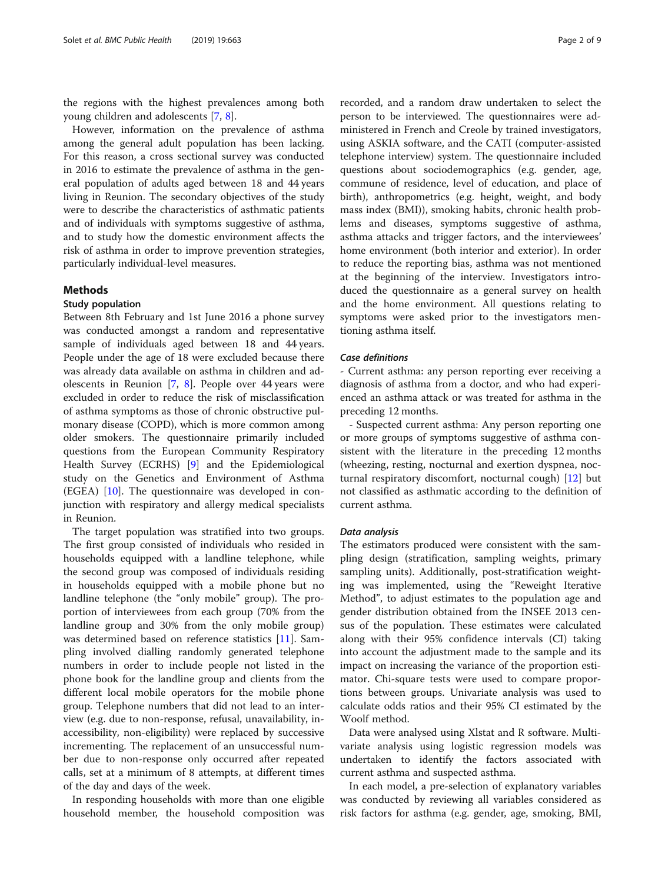the regions with the highest prevalences among both young children and adolescents [7, 8].

However, information on the prevalence of asthma among the general adult population has been lacking. For this reason, a cross sectional survey was conducted in 2016 to estimate the prevalence of asthma in the general population of adults aged between 18 and 44 years living in Reunion. The secondary objectives of the study were to describe the characteristics of asthmatic patients and of individuals with symptoms suggestive of asthma, and to study how the domestic environment affects the risk of asthma in order to improve prevention strategies, particularly individual-level measures.

## Methods

### Study population

Between 8th February and 1st June 2016 a phone survey was conducted amongst a random and representative sample of individuals aged between 18 and 44 years. People under the age of 18 were excluded because there was already data available on asthma in children and adolescents in Reunion [7, 8]. People over 44 years were excluded in order to reduce the risk of misclassification of asthma symptoms as those of chronic obstructive pulmonary disease (COPD), which is more common among older smokers. The questionnaire primarily included questions from the European Community Respiratory Health Survey (ECRHS) [9] and the Epidemiological study on the Genetics and Environment of Asthma (EGEA) [10]. The questionnaire was developed in conjunction with respiratory and allergy medical specialists in Reunion.

The target population was stratified into two groups. The first group consisted of individuals who resided in households equipped with a landline telephone, while the second group was composed of individuals residing in households equipped with a mobile phone but no landline telephone (the "only mobile" group). The proportion of interviewees from each group (70% from the landline group and 30% from the only mobile group) was determined based on reference statistics [11]. Sampling involved dialling randomly generated telephone numbers in order to include people not listed in the phone book for the landline group and clients from the different local mobile operators for the mobile phone group. Telephone numbers that did not lead to an interview (e.g. due to non-response, refusal, unavailability, inaccessibility, non-eligibility) were replaced by successive incrementing. The replacement of an unsuccessful number due to non-response only occurred after repeated calls, set at a minimum of 8 attempts, at different times of the day and days of the week.

In responding households with more than one eligible household member, the household composition was recorded, and a random draw undertaken to select the person to be interviewed. The questionnaires were administered in French and Creole by trained investigators, using ASKIA software, and the CATI (computer-assisted telephone interview) system. The questionnaire included questions about sociodemographics (e.g. gender, age, commune of residence, level of education, and place of birth), anthropometrics (e.g. height, weight, and body mass index (BMI)), smoking habits, chronic health problems and diseases, symptoms suggestive of asthma, asthma attacks and trigger factors, and the interviewees' home environment (both interior and exterior). In order to reduce the reporting bias, asthma was not mentioned at the beginning of the interview. Investigators introduced the questionnaire as a general survey on health and the home environment. All questions relating to symptoms were asked prior to the investigators mentioning asthma itself.

#### *Case definitions*

- Current asthma: any person reporting ever receiving a diagnosis of asthma from a doctor, and who had experienced an asthma attack or was treated for asthma in the preceding 12 months.

- Suspected current asthma: Any person reporting one or more groups of symptoms suggestive of asthma consistent with the literature in the preceding 12 months (wheezing, resting, nocturnal and exertion dyspnea, nocturnal respiratory discomfort, nocturnal cough) [12] but not classified as asthmatic according to the definition of current asthma.

#### *Data analysis*

The estimators produced were consistent with the sampling design (stratification, sampling weights, primary sampling units). Additionally, post-stratification weighting was implemented, using the "Reweight Iterative Method", to adjust estimates to the population age and gender distribution obtained from the INSEE 2013 census of the population. These estimates were calculated along with their 95% confidence intervals (CI) taking into account the adjustment made to the sample and its impact on increasing the variance of the proportion estimator. Chi-square tests were used to compare proportions between groups. Univariate analysis was used to calculate odds ratios and their 95% CI estimated by the Woolf method.

Data were analysed using Xlstat and R software. Multivariate analysis using logistic regression models was undertaken to identify the factors associated with current asthma and suspected asthma.

In each model, a pre-selection of explanatory variables was conducted by reviewing all variables considered as risk factors for asthma (e.g. gender, age, smoking, BMI,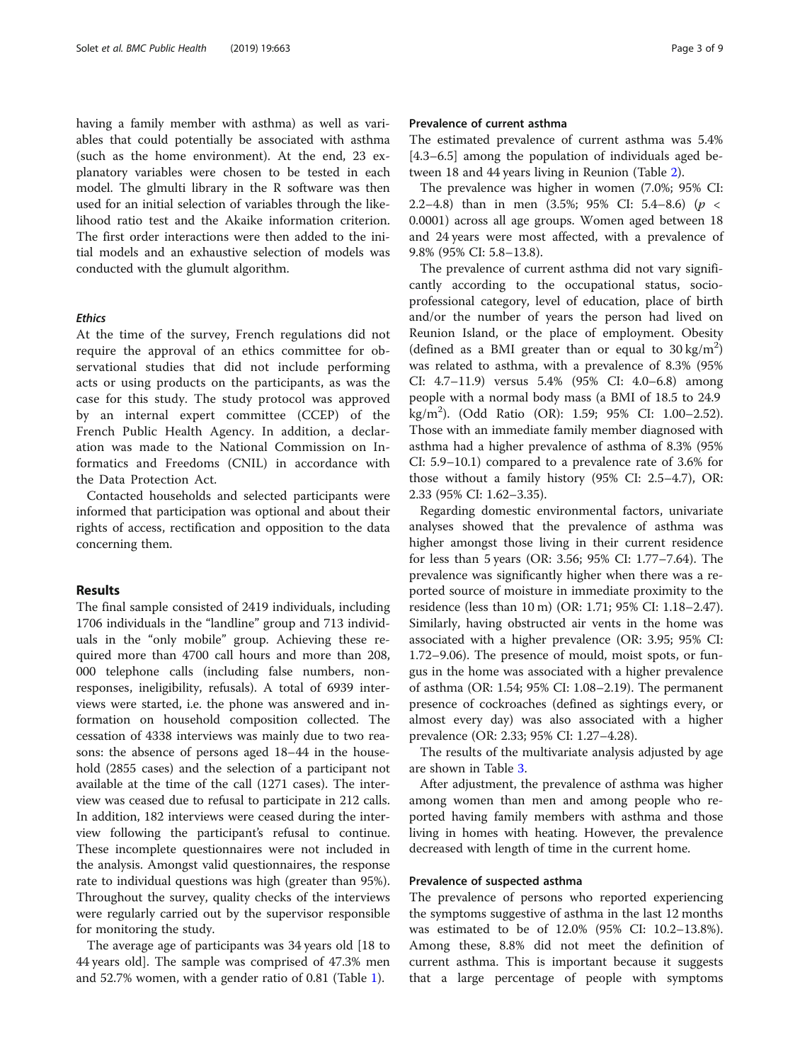having a family member with asthma) as well as variables that could potentially be associated with asthma (such as the home environment). At the end, 23 explanatory variables were chosen to be tested in each model. The glmulti library in the R software was then used for an initial selection of variables through the likelihood ratio test and the Akaike information criterion. The first order interactions were then added to the initial models and an exhaustive selection of models was conducted with the glumult algorithm.

### Ethics

At the time of the survey, French regulations did not require the approval of an ethics committee for observational studies that did not include performing acts or using products on the participants, as was the case for this study. The study protocol was approved by an internal expert committee (CCEP) of the French Public Health Agency. In addition, a declaration was made to the National Commission on Informatics and Freedoms (CNIL) in accordance with the Data Protection Act.

Contacted households and selected participants were informed that participation was optional and about their rights of access, rectification and opposition to the data concerning them.

## Results

The final sample consisted of 2419 individuals, including 1706 individuals in the "landline" group and 713 individuals in the "only mobile" group. Achieving these required more than 4700 call hours and more than 208, 000 telephone calls (including false numbers, non-responses, ineligibility, refusals). A total of 6939 interviews were started, i.e. the phone was answered and information on household composition collected. The cessation of 4338 interviews was mainly due to two reasons: the absence of persons aged 18–44 in the household (2855 cases) and the selection of a participant not available at the time of the call (1271 cases). The interview was ceased due to refusal to participate in 212 calls. In addition, 182 interviews were ceased during the interview following the participant's refusal to continue. These incomplete questionnaires were not included in the analysis. Amongst valid questionnaires, the response rate to individual questions was high (greater than 95%). Throughout the survey, quality checks of the interviews were regularly carried out by the supervisor responsible for monitoring the study.

The average age of participants was 34 years old [18 to 44 years old]. The sample was comprised of 47.3% men and 52.7% women, with a gender ratio of 0.81 (Table 1).

### Prevalence of current asthma

The estimated prevalence of current asthma was 5.4% [4.3–6.5] among the population of individuals aged between 18 and 44 years living in Reunion (Table 2).

The prevalence was higher in women (7.0%; 95% CI: 2.2–4.8) than in men (3.5%; 95% CI: 5.4–8.6) ($p < 0.0001$) across all age groups. Women aged between 18 and 24 years were most affected, with a prevalence of 9.8% (95% CI: 5.8–13.8).

The prevalence of current asthma did not vary significantly according to the occupational status, socio-professional category, level of education, place of birth and/or the number of years the person had lived on Reunion Island, or the place of employment. Obesity (defined as a BMI greater than or equal to 30 $kg/m^2$) was related to asthma, with a prevalence of 8.3% (95% CI: 4.7–11.9) versus 5.4% (95% CI: 4.0–6.8) among people with a normal body mass (a BMI of 18.5 to 24.9 $kg/m^2$). (Odd Ratio (OR): 1.59; 95% CI: 1.00–2.52). Those with an immediate family member diagnosed with asthma had a higher prevalence of asthma of 8.3% (95% CI: 5.9–10.1) compared to a prevalence rate of 3.6% for those without a family history (95% CI: 2.5–4.7), OR: 2.33 (95% CI: 1.62–3.35).

Regarding domestic environmental factors, univariate analyses showed that the prevalence of asthma was higher amongst those living in their current residence for less than 5 years (OR: 3.56; 95% CI: 1.77–7.64). The prevalence was significantly higher when there was a reported source of moisture in immediate proximity to the residence (less than 10 m) (OR: 1.71; 95% CI: 1.18–2.47). Similarly, having obstructed air vents in the home was associated with a higher prevalence (OR: 3.95; 95% CI: 1.72–9.06). The presence of mould, moist spots, or fungus in the home was associated with a higher prevalence of asthma (OR: 1.54; 95% CI: 1.08–2.19). The permanent presence of cockroaches (defined as sightings every, or almost every day) was also associated with a higher prevalence (OR: 2.33; 95% CI: 1.27–4.28).

The results of the multivariate analysis adjusted by age are shown in Table 3.

After adjustment, the prevalence of asthma was higher among women than men and among people who reported having family members with asthma and those living in homes with heating. However, the prevalence decreased with length of time in the current home.

### Prevalence of suspected asthma

The prevalence of persons who reported experiencing the symptoms suggestive of asthma in the last 12 months was estimated to be of 12.0% (95% CI: 10.2–13.8%). Among these, 8.8% did not meet the definition of current asthma. This is important because it suggests that a large percentage of people with symptoms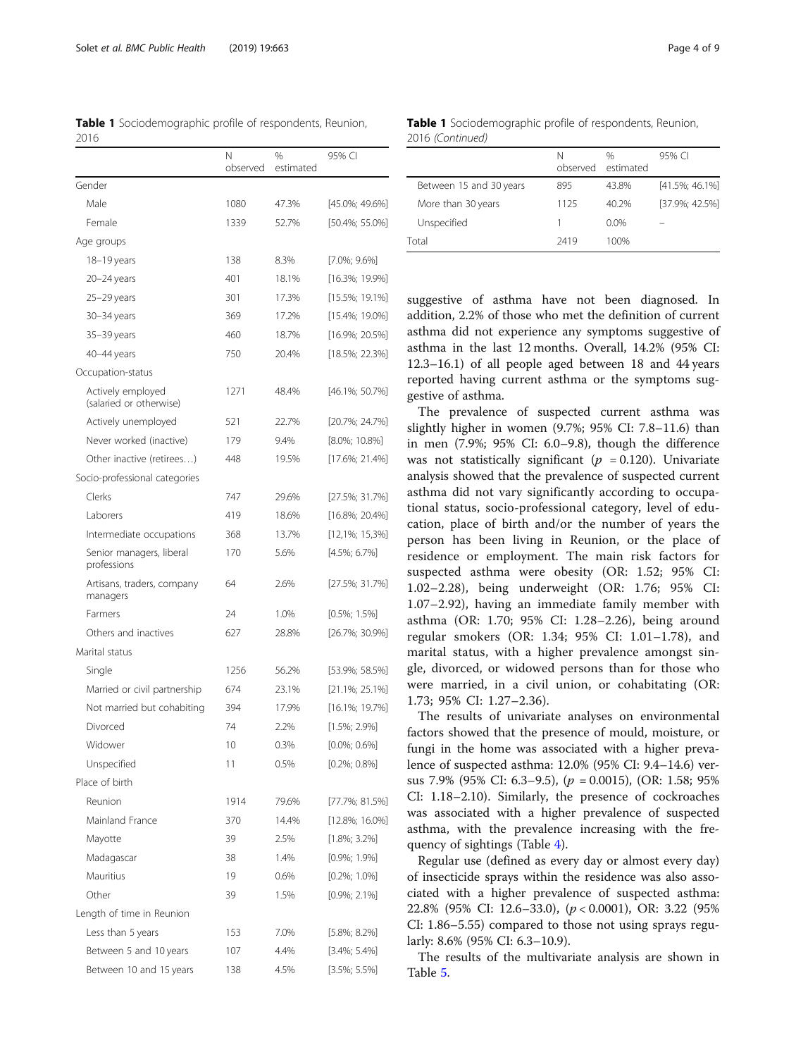**Table 1** Sociodemographic profile of respondents, Reunion, 2016

| | N observed | % estimated | 95% CI |
|---|---|---|---|
| Gender | | | |
| Male | 1080 | 47.3% | [45.0%; 49.6%] |
| Female | 1339 | 52.7% | [50.4%; 55.0%] |
| Age groups | | | |
| 18–19 years | 138 | 8.3% | [7.0%; 9.6%] |
| 20–24 years | 401 | 18.1% | [16.3%; 19.9%] |
| 25–29 years | 301 | 17.3% | [15.5%; 19.1%] |
| 30–34 years | 369 | 17.2% | [15.4%; 19.0%] |
| 35–39 years | 460 | 18.7% | [16.9%; 20.5%] |
| 40–44 years | 750 | 20.4% | [18.5%; 22.3%] |
| Occupation-status | | | |
| Actively employed (salaried or otherwise) | 1271 | 48.4% | [46.1%; 50.7%] |
| Actively unemployed | 521 | 22.7% | [20.7%; 24.7%] |
| Never worked (inactive) | 179 | 9.4% | [8.0%; 10.8%] |
| Other inactive (retirees…) | 448 | 19.5% | [17.6%; 21.4%] |
| Socio-professional categories | | | |
| Clerks | 747 | 29.6% | [27.5%; 31.7%] |
| Laborers | 419 | 18.6% | [16.8%; 20.4%] |
| Intermediate occupations | 368 | 13.7% | [12,1%; 15,3%] |
| Senior managers, liberal professions | 170 | 5.6% | [4.5%; 6.7%] |
| Artisans, traders, company managers | 64 | 2.6% | [27.5%; 31.7%] |
| Farmers | 24 | 1.0% | [0.5%; 1.5%] |
| Others and inactives | 627 | 28.8% | [26.7%; 30.9%] |
| Marital status | | | |
| Single | 1256 | 56.2% | [53.9%; 58.5%] |
| Married or civil partnership | 674 | 23.1% | [21.1%; 25.1%] |
| Not married but cohabiting | 394 | 17.9% | [16.1%; 19.7%] |
| Divorced | 74 | 2.2% | [1.5%; 2.9%] |
| Widower | 10 | 0.3% | [0.0%; 0.6%] |
| Unspecified | 11 | 0.5% | [0.2%; 0.8%] |
| Place of birth | | | |
| Reunion | 1914 | 79.6% | [77.7%; 81.5%] |
| Mainland France | 370 | 14.4% | [12.8%; 16.0%] |
| Mayotte | 39 | 2.5% | [1.8%; 3.2%] |
| Madagascar | 38 | 1.4% | [0.9%; 1.9%] |
| Mauritius | 19 | 0.6% | [0.2%; 1.0%] |
| Other | 39 | 1.5% | [0.9%; 2.1%] |
| Length of time in Reunion | | | |
| Less than 5 years | 153 | 7.0% | [5.8%; 8.2%] |
| Between 5 and 10 years | 107 | 4.4% | [3.4%; 5.4%] |
| Between 10 and 15 years | 138 | 4.5% | [3.5%; 5.5%] |
| Between 15 and 30 years | 895 | 43.8% | [41.5%; 46.1%] |
| More than 30 years | 1125 | 40.2% | [37.9%; 42.5%] |
| Unspecified | 1 | 0.0% | – |
| Total | 2419 | 100% | |

suggestive of asthma have not been diagnosed. In addition, 2.2% of those who met the definition of current asthma did not experience any symptoms suggestive of asthma in the last 12 months. Overall, 14.2% (95% CI: 12.3–16.1) of all people aged between 18 and 44 years reported having current asthma or the symptoms suggestive of asthma.

The prevalence of suspected current asthma was slightly higher in women (9.7%; 95% CI: 7.8–11.6) than in men (7.9%; 95% CI: 6.0–9.8), though the difference was not statistically significant ($p = 0.120$). Univariate analysis showed that the prevalence of suspected current asthma did not vary significantly according to occupational status, socio-professional category, level of education, place of birth and/or the number of years the person has been living in Reunion, or the place of residence or employment. The main risk factors for suspected asthma were obesity (OR: 1.52; 95% CI: 1.02–2.28), being underweight (OR: 1.76; 95% CI: 1.07–2.92), having an immediate family member with asthma (OR: 1.70; 95% CI: 1.28–2.26), being around regular smokers (OR: 1.34; 95% CI: 1.01–1.78), and marital status, with a higher prevalence amongst single, divorced, or widowed persons than for those who were married, in a civil union, or cohabitating (OR: 1.73; 95% CI: 1.27–2.36).

The results of univariate analyses on environmental factors showed that the presence of mould, moisture, or fungi in the home was associated with a higher prevalence of suspected asthma: 12.0% (95% CI: 9.4–14.6) versus 7.9% (95% CI: 6.3–9.5), ($p = 0.0015$), (OR: 1.58; 95% CI: 1.18–2.10). Similarly, the presence of cockroaches was associated with a higher prevalence of suspected asthma, with the prevalence increasing with the frequency of sightings (Table 4).

Regular use (defined as every day or almost every day) of insecticide sprays within the residence was also associated with a higher prevalence of suspected asthma: 22.8% (95% CI: 12.6–33.0), ($p < 0.0001$), OR: 3.22 (95% CI: 1.86–5.55) compared to those not using sprays regularly: 8.6% (95% CI: 6.3–10.9).

The results of the multivariate analysis are shown in Table 5.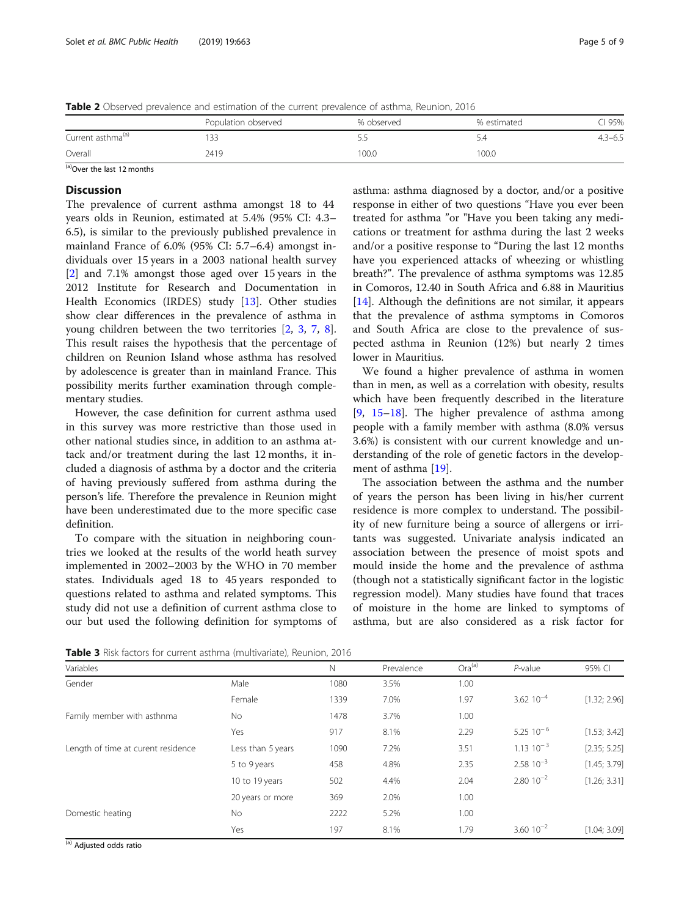**Table 2** Observed prevalence and estimation of the current prevalence of asthma, Reunion, 2016

| | Population observed | % observed | % estimated | CI 95% |
|---|---|---|---|---|
| Current asthma[a] | 133 | 5.5 | 5.4 | 4.3–6.5 |
| Overall | 2419 | 100.0 | 100.0 | |

[a]Over the last 12 months

## Discussion

The prevalence of current asthma amongst 18 to 44 years olds in Reunion, estimated at 5.4% (95% CI: 4.3–6.5), is similar to the previously published prevalence in mainland France of 6.0% (95% CI: 5.7–6.4) amongst individuals over 15 years in a 2003 national health survey [2] and 7.1% amongst those aged over 15 years in the 2012 Institute for Research and Documentation in Health Economics (IRDES) study [13]. Other studies show clear differences in the prevalence of asthma in young children between the two territories [2, 3, 7, 8]. This result raises the hypothesis that the percentage of children on Reunion Island whose asthma has resolved by adolescence is greater than in mainland France. This possibility merits further examination through complementary studies.

However, the case definition for current asthma used in this survey was more restrictive than those used in other national studies since, in addition to an asthma attack and/or treatment during the last 12 months, it included a diagnosis of asthma by a doctor and the criteria of having previously suffered from asthma during the person's life. Therefore the prevalence in Reunion might have been underestimated due to the more specific case definition.

To compare with the situation in neighboring countries we looked at the results of the world heath survey implemented in 2002–2003 by the WHO in 70 member states. Individuals aged 18 to 45 years responded to questions related to asthma and related symptoms. This study did not use a definition of current asthma close to our but used the following definition for symptoms of asthma: asthma diagnosed by a doctor, and/or a positive response in either of two questions "Have you ever been treated for asthma "or "Have you been taking any medications or treatment for asthma during the last 2 weeks and/or a positive response to "During the last 12 months have you experienced attacks of wheezing or whistling breath?". The prevalence of asthma symptoms was 12.85 in Comoros, 12.40 in South Africa and 6.88 in Mauritius [14]. Although the definitions are not similar, it appears that the prevalence of asthma symptoms in Comoros and South Africa are close to the prevalence of suspected asthma in Reunion (12%) but nearly 2 times lower in Mauritius.

We found a higher prevalence of asthma in women than in men, as well as a correlation with obesity, results which have been frequently described in the literature [9, 15–18]. The higher prevalence of asthma among people with a family member with asthma (8.0% versus 3.6%) is consistent with our current knowledge and understanding of the role of genetic factors in the development of asthma [19].

The association between the asthma and the number of years the person has been living in his/her current residence is more complex to understand. The possibility of new furniture being a source of allergens or irritants was suggested. Univariate analysis indicated an association between the presence of moist spots and mould inside the home and the prevalence of asthma (though not a statistically significant factor in the logistic regression model). Many studies have found that traces of moisture in the home are linked to symptoms of asthma, but are also considered as a risk factor for

**Table 3** Risk factors for current asthma (multivariate), Reunion, 2016

| Variables | | N | Prevalence | Ora[a] | P-value | 95% CI |
|---|---|---|---|---|---|---|
| Gender | Male | 1080 | 3.5% | 1.00 | | |
| | Female | 1339 | 7.0% | 1.97 | $3.62\ 10^{-4}$ | [1.32; 2.96] |
| Family member with asthnma | No | 1478 | 3.7% | 1.00 | | |
| | Yes | 917 | 8.1% | 2.29 | $5.25\ 10^{-6}$ | [1.53; 3.42] |
| Length of time at curent residence | Less than 5 years | 1090 | 7.2% | 3.51 | $1.13\ 10^{-3}$ | [2.35; 5.25] |
| | 5 to 9 years | 458 | 4.8% | 2.35 | $2.58\ 10^{-3}$ | [1.45; 3.79] |
| | 10 to 19 years | 502 | 4.4% | 2.04 | $2.80\ 10^{-2}$ | [1.26; 3.31] |
| | 20 years or more | 369 | 2.0% | 1.00 | | |
| Domestic heating | No | 2222 | 5.2% | 1.00 | | |
| | Yes | 197 | 8.1% | 1.79 | $3.60\ 10^{-2}$ | [1.04; 3.09] |

[a] Adjusted odds ratio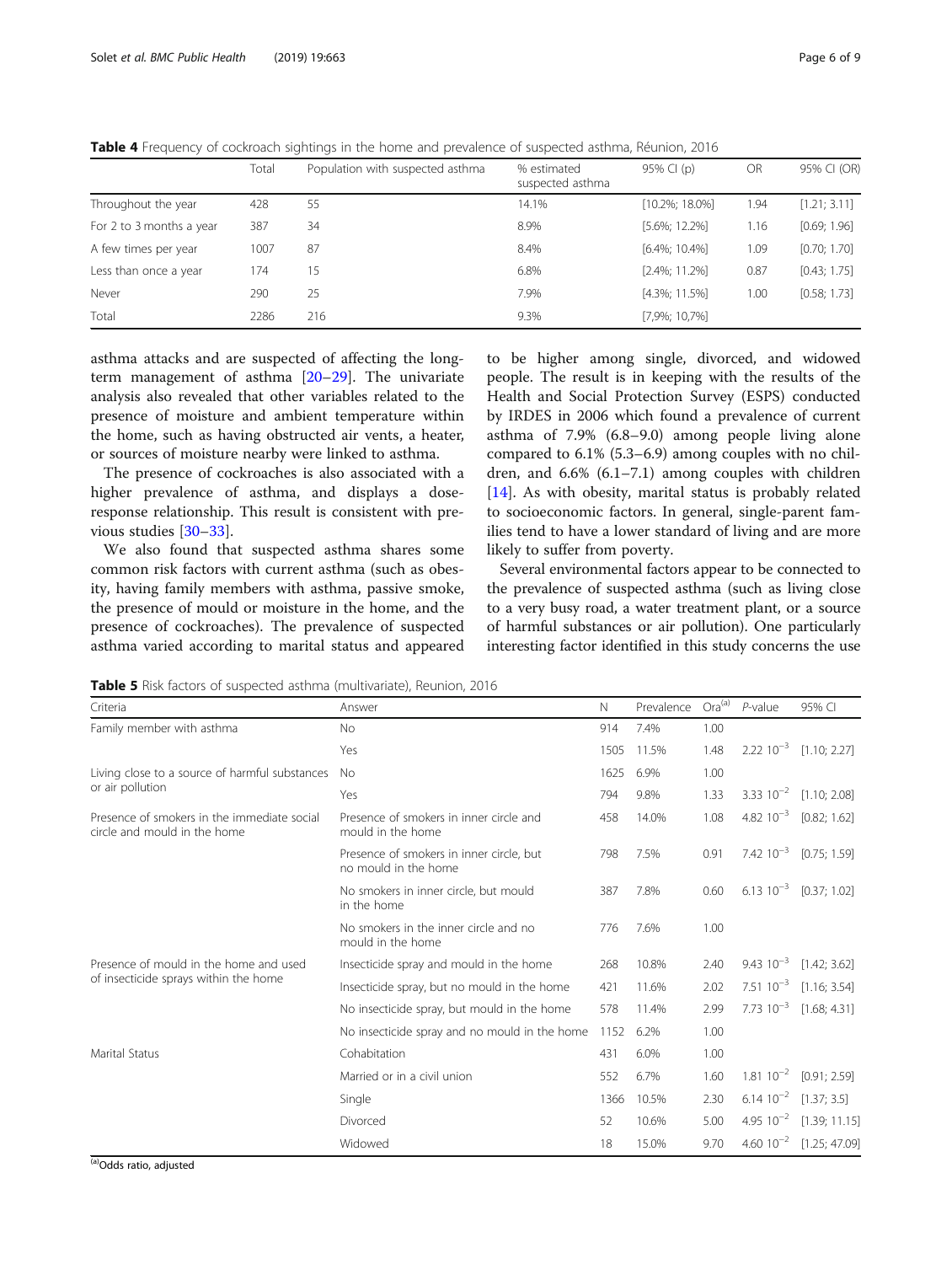**Table 4** Frequency of cockroach sightings in the home and prevalence of suspected asthma, Réunion, 2016

| | Total | Population with suspected asthma | % estimated suspected asthma | 95% CI (p) | OR | 95% CI (OR) |
|---|---|---|---|---|---|---|
| Throughout the year | 428 | 55 | 14.1% | [10.2%; 18.0%] | 1.94 | [1.21; 3.11] |
| For 2 to 3 months a year | 387 | 34 | 8.9% | [5.6%; 12.2%] | 1.16 | [0.69; 1.96] |
| A few times per year | 1007 | 87 | 8.4% | [6.4%; 10.4%] | 1.09 | [0.70; 1.70] |
| Less than once a year | 174 | 15 | 6.8% | [2.4%; 11.2%] | 0.87 | [0.43; 1.75] |
| Never | 290 | 25 | 7.9% | [4.3%; 11.5%] | 1.00 | [0.58; 1.73] |
| Total | 2286 | 216 | 9.3% | [7,9%; 10,7%] | | |

asthma attacks and are suspected of affecting the long-term management of asthma [20–29]. The univariate analysis also revealed that other variables related to the presence of moisture and ambient temperature within the home, such as having obstructed air vents, a heater, or sources of moisture nearby were linked to asthma.

The presence of cockroaches is also associated with a higher prevalence of asthma, and displays a dose-response relationship. This result is consistent with previous studies [30–33].

We also found that suspected asthma shares some common risk factors with current asthma (such as obesity, having family members with asthma, passive smoke, the presence of mould or moisture in the home, and the presence of cockroaches). The prevalence of suspected asthma varied according to marital status and appeared to be higher among single, divorced, and widowed people. The result is in keeping with the results of the Health and Social Protection Survey (ESPS) conducted by IRDES in 2006 which found a prevalence of current asthma of 7.9% (6.8–9.0) among people living alone compared to 6.1% (5.3–6.9) among couples with no children, and 6.6% (6.1–7.1) among couples with children [14]. As with obesity, marital status is probably related to socioeconomic factors. In general, single-parent families tend to have a lower standard of living and are more likely to suffer from poverty.

Several environmental factors appear to be connected to the prevalence of suspected asthma (such as living close to a very busy road, a water treatment plant, or a source of harmful substances or air pollution). One particularly interesting factor identified in this study concerns the use

**Table 5** Risk factors of suspected asthma (multivariate), Reunion, 2016

| Criteria | Answer | N | Prevalence | Ora[(a)] | *P*-value | 95% CI |
|---|---|---|---|---|---|---|
| Family member with asthma | No | 914 | 7.4% | 1.00 | | |
| | Yes | 1505 | 11.5% | 1.48 | $2.22\ 10^{-3}$ | [1.10; 2.27] |
| Living close to a source of harmful substances or air pollution | No | 1625 | 6.9% | 1.00 | | |
| | Yes | 794 | 9.8% | 1.33 | $3.33\ 10^{-2}$ | [1.10; 2.08] |
| Presence of smokers in the immediate social circle and mould in the home | Presence of smokers in inner circle and mould in the home | 458 | 14.0% | 1.08 | $4.82\ 10^{-3}$ | [0.82; 1.62] |
| | Presence of smokers in inner circle, but no mould in the home | 798 | 7.5% | 0.91 | $7.42\ 10^{-3}$ | [0.75; 1.59] |
| | No smokers in inner circle, but mould in the home | 387 | 7.8% | 0.60 | $6.13\ 10^{-3}$ | [0.37; 1.02] |
| | No smokers in the inner circle and no mould in the home | 776 | 7.6% | 1.00 | | |
| Presence of mould in the home and used of insecticide sprays within the home | Insecticide spray and mould in the home | 268 | 10.8% | 2.40 | $9.43\ 10^{-3}$ | [1.42; 3.62] |
| | Insecticide spray, but no mould in the home | 421 | 11.6% | 2.02 | $7.51\ 10^{-3}$ | [1.16; 3.54] |
| | No insecticide spray, but mould in the home | 578 | 11.4% | 2.99 | $7.73\ 10^{-3}$ | [1.68; 4.31] |
| | No insecticide spray and no mould in the home | 1152 | 6.2% | 1.00 | | |
| Marital Status | Cohabitation | 431 | 6.0% | 1.00 | | |
| | Married or in a civil union | 552 | 6.7% | 1.60 | $1.81\ 10^{-2}$ | [0.91; 2.59] |
| | Single | 1366 | 10.5% | 2.30 | $6.14\ 10^{-2}$ | [1.37; 3.5] |
| | Divorced | 52 | 10.6% | 5.00 | $4.95\ 10^{-2}$ | [1.39; 11.15] |
| | Widowed | 18 | 15.0% | 9.70 | $4.60\ 10^{-2}$ | [1.25; 47.09] |

[(a)]Odds ratio, adjusted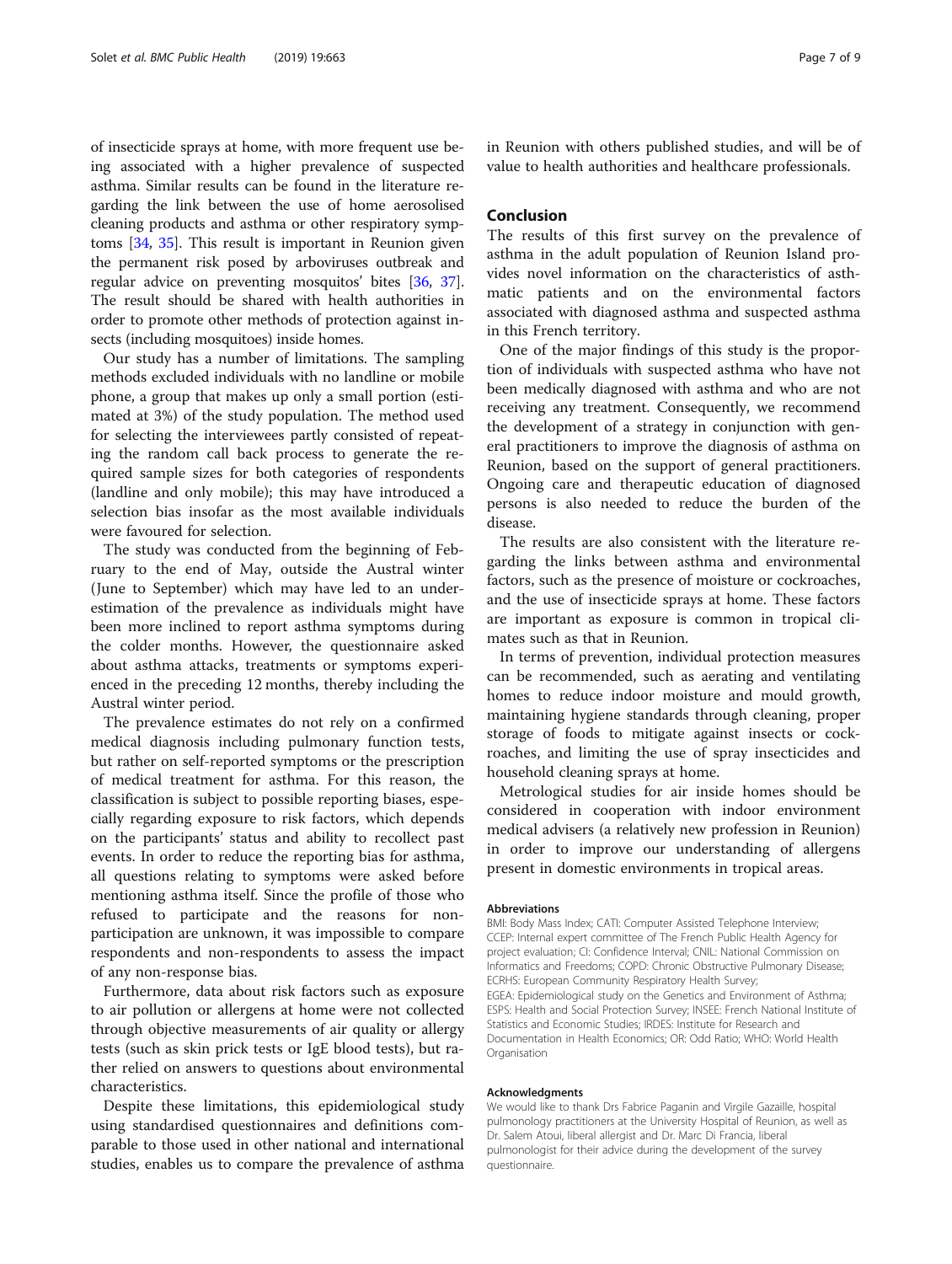of insecticide sprays at home, with more frequent use being associated with a higher prevalence of suspected asthma. Similar results can be found in the literature regarding the link between the use of home aerosolised cleaning products and asthma or other respiratory symptoms [34, 35]. This result is important in Reunion given the permanent risk posed by arboviruses outbreak and regular advice on preventing mosquitos' bites [36, 37]. The result should be shared with health authorities in order to promote other methods of protection against insects (including mosquitoes) inside homes.

Our study has a number of limitations. The sampling methods excluded individuals with no landline or mobile phone, a group that makes up only a small portion (estimated at 3%) of the study population. The method used for selecting the interviewees partly consisted of repeating the random call back process to generate the required sample sizes for both categories of respondents (landline and only mobile); this may have introduced a selection bias insofar as the most available individuals were favoured for selection.

The study was conducted from the beginning of February to the end of May, outside the Austral winter (June to September) which may have led to an underestimation of the prevalence as individuals might have been more inclined to report asthma symptoms during the colder months. However, the questionnaire asked about asthma attacks, treatments or symptoms experienced in the preceding 12 months, thereby including the Austral winter period.

The prevalence estimates do not rely on a confirmed medical diagnosis including pulmonary function tests, but rather on self-reported symptoms or the prescription of medical treatment for asthma. For this reason, the classification is subject to possible reporting biases, especially regarding exposure to risk factors, which depends on the participants' status and ability to recollect past events. In order to reduce the reporting bias for asthma, all questions relating to symptoms were asked before mentioning asthma itself. Since the profile of those who refused to participate and the reasons for non-participation are unknown, it was impossible to compare respondents and non-respondents to assess the impact of any non-response bias.

Furthermore, data about risk factors such as exposure to air pollution or allergens at home were not collected through objective measurements of air quality or allergy tests (such as skin prick tests or IgE blood tests), but rather relied on answers to questions about environmental characteristics.

Despite these limitations, this epidemiological study using standardised questionnaires and definitions comparable to those used in other national and international studies, enables us to compare the prevalence of asthma in Reunion with others published studies, and will be of value to health authorities and healthcare professionals.

## Conclusion

The results of this first survey on the prevalence of asthma in the adult population of Reunion Island provides novel information on the characteristics of asthmatic patients and on the environmental factors associated with diagnosed asthma and suspected asthma in this French territory.

One of the major findings of this study is the proportion of individuals with suspected asthma who have not been medically diagnosed with asthma and who are not receiving any treatment. Consequently, we recommend the development of a strategy in conjunction with general practitioners to improve the diagnosis of asthma on Reunion, based on the support of general practitioners. Ongoing care and therapeutic education of diagnosed persons is also needed to reduce the burden of the disease.

The results are also consistent with the literature regarding the links between asthma and environmental factors, such as the presence of moisture or cockroaches, and the use of insecticide sprays at home. These factors are important as exposure is common in tropical climates such as that in Reunion.

In terms of prevention, individual protection measures can be recommended, such as aerating and ventilating homes to reduce indoor moisture and mould growth, maintaining hygiene standards through cleaning, proper storage of foods to mitigate against insects or cockroaches, and limiting the use of spray insecticides and household cleaning sprays at home.

Metrological studies for air inside homes should be considered in cooperation with indoor environment medical advisers (a relatively new profession in Reunion) in order to improve our understanding of allergens present in domestic environments in tropical areas.

#### Abbreviations

BMI: Body Mass Index; CATI: Computer Assisted Telephone Interview; CCEP: Internal expert committee of The French Public Health Agency for project evaluation; CI: Confidence Interval; CNIL: National Commission on Informatics and Freedoms; COPD: Chronic Obstructive Pulmonary Disease; ECRHS: European Community Respiratory Health Survey; EGEA: Epidemiological study on the Genetics and Environment of Asthma; ESPS: Health and Social Protection Survey; INSEE: French National Institute of Statistics and Economic Studies; IRDES: Institute for Research and Documentation in Health Economics; OR: Odd Ratio; WHO: World Health Organisation

#### Acknowledgments

We would like to thank Drs Fabrice Paganin and Virgile Gazaille, hospital pulmonology practitioners at the University Hospital of Reunion, as well as Dr. Salem Atoui, liberal allergist and Dr. Marc Di Francia, liberal pulmonologist for their advice during the development of the survey questionnaire.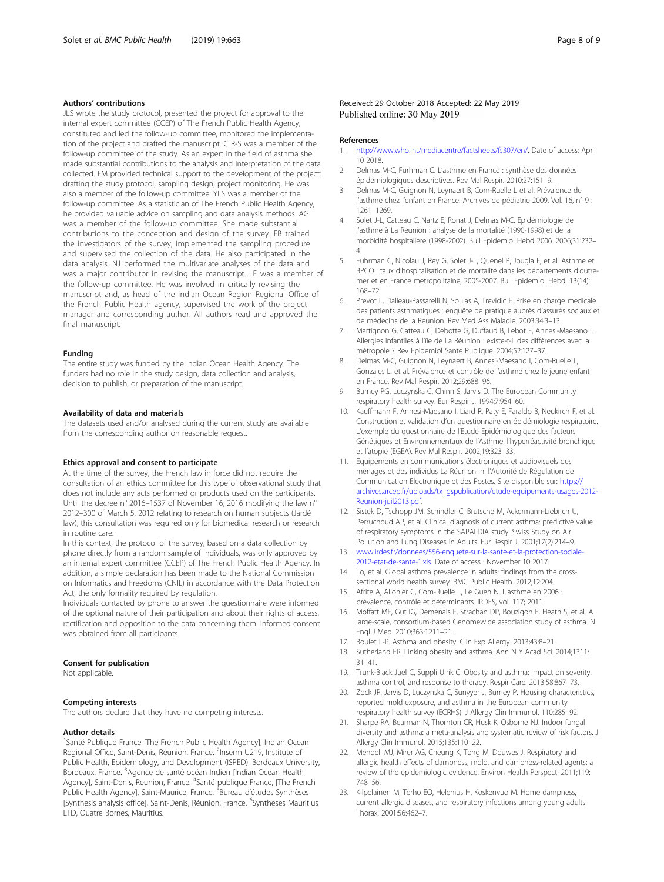## Authors' contributions

JLS wrote the study protocol, presented the project for approval to the internal expert committee (CCEP) of The French Public Health Agency, constituted and led the follow-up committee, monitored the implementation of the project and drafted the manuscript. C R-S was a member of the follow-up committee of the study. As an expert in the field of asthma she made substantial contributions to the analysis and interpretation of the data collected. EM provided technical support to the development of the project: drafting the study protocol, sampling design, project monitoring. He was also a member of the follow-up committee. YLS was a member of the follow-up committee. As a statistician of The French Public Health Agency, he provided valuable advice on sampling and data analysis methods. AG was a member of the follow-up committee. She made substantial contributions to the conception and design of the survey. EB trained the investigators of the survey, implemented the sampling procedure and supervised the collection of the data. He also participated in the data analysis. NJ performed the multivariate analyses of the data and was a major contributor in revising the manuscript. LF was a member of the follow-up committee. He was involved in critically revising the manuscript and, as head of the Indian Ocean Region Regional Office of the French Public Health agency, supervised the work of the project manager and corresponding author. All authors read and approved the final manuscript.

## Funding

The entire study was funded by the Indian Ocean Health Agency. The funders had no role in the study design, data collection and analysis, decision to publish, or preparation of the manuscript.

## Availability of data and materials

The datasets used and/or analysed during the current study are available from the corresponding author on reasonable request.

## Ethics approval and consent to participate

At the time of the survey, the French law in force did not require the consultation of an ethics committee for this type of observational study that does not include any acts performed or products used on the participants. Until the decree n° 2016–1537 of November 16, 2016 modifying the law n° 2012–300 of March 5, 2012 relating to research on human subjects (Jardé law), this consultation was required only for biomedical research or research in routine care.

In this context, the protocol of the survey, based on a data collection by phone directly from a random sample of individuals, was only approved by an internal expert committee (CCEP) of The French Public Health Agency. In addition, a simple declaration has been made to the National Commission on Informatics and Freedoms (CNIL) in accordance with the Data Protection Act, the only formality required by regulation.

Individuals contacted by phone to answer the questionnaire were informed of the optional nature of their participation and about their rights of access, rectification and opposition to the data concerning them. Informed consent was obtained from all participants.

## Consent for publication

Not applicable.

## Competing interests

The authors declare that they have no competing interests.

## Author details

[1]Santé Publique France [The French Public Health Agency], Indian Ocean Regional Office, Saint-Denis, Reunion, France. [2]Inserm U219, Institute of Public Health, Epidemiology, and Development (ISPED), Bordeaux University, Bordeaux, France. [3]Agence de santé océan Indien [Indian Ocean Health Agency], Saint-Denis, Reunion, France. [4]Santé publique France, [The French Public Health Agency], Saint-Maurice, France. [5]Bureau d'études Synthèses [Synthesis analysis office], Saint-Denis, Réunion, France. [6]Syntheses Mauritius LTD, Quatre Bornes, Mauritius.

Received: 29 October 2018 Accepted: 22 May 2019
Published online: 30 May 2019

## References

1. http://www.who.int/mediacentre/factsheets/fs307/en/. Date of access: April 10 2018.
2. Delmas M-C, Furhman C. L'asthme en France : synthèse des données épidémiologiques descriptives. Rev Mal Respir. 2010;27:151–9.
3. Delmas M-C, Guignon N, Leynaert B, Com-Ruelle L et al. Prévalence de l'asthme chez l'enfant en France. Archives de pédiatrie 2009. Vol. 16, n° 9 : 1261–1269.
4. Solet J-L, Catteau C, Nartz E, Ronat J, Delmas M-C. Epidémiologie de l'asthme à La Réunion : analyse de la mortalité (1990-1998) et de la morbidité hospitalière (1998-2002). Bull Epidemiol Hebd 2006. 2006;31:232–4.
5. Fuhrman C, Nicolau J, Rey G, Solet J-L, Quenel P, Jougla E, et al. Asthme et BPCO : taux d'hospitalisation et de mortalité dans les départements d'outre-mer et en France métropolitaine, 2005-2007. Bull Epidemiol Hebd. 13(14): 168–72.
6. Prevot L, Dalleau-Passarelli N, Soulas A, Trevidic E. Prise en charge médicale des patients asthmatiques : enquête de pratique auprès d'assurés sociaux et de médecins de la Réunion. Rev Med Ass Maladie. 2003;34:3–13.
7. Martignon G, Catteau C, Debotte G, Duffaud B, Lebot F, Annesi-Maesano I. Allergies infantiles à l'île de La Réunion : existe-t-il des différences avec la métropole ? Rev Epidemiol Santé Publique. 2004;52:127–37.
8. Delmas M-C, Guignon N, Leynaert B, Annesi-Maesano I, Com-Ruelle L, Gonzales L, et al. Prévalence et contrôle de l'asthme chez le jeune enfant en France. Rev Mal Respir. 2012;29:688–96.
9. Burney PG, Luczynska C, Chinn S, Jarvis D. The European Community respiratory health survey. Eur Respir J. 1994;7:954–60.
10. Kauffmann F, Annesi-Maesano I, Liard R, Paty E, Faraldo B, Neukirch F, et al. Construction et validation d'un questionnaire en épidémiologie respiratoire. L'exemple du questionnaire de l'Etude Epidémiologique des facteurs Génétiques et Environnementaux de l'Asthme, l'hyperréactivité bronchique et l'atopie (EGEA). Rev Mal Respir. 2002;19:323–33.
11. Equipements en communications électroniques et audiovisuels des ménages et des individus La Réunion In: l'Autorité de Régulation de Communication Electronique et des Postes. Site disponible sur: https://archives.arcep.fr/uploads/tx_gspublication/etude-equipements-usages-2012-Reunion-juil2013.pdf.
12. Sistek D, Tschopp JM, Schindler C, Brutsche M, Ackermann-Liebrich U, Perruchoud AP, et al. Clinical diagnosis of current asthma: predictive value of respiratory symptoms in the SAPALDIA study. Swiss Study on Air Pollution and Lung Diseases in Adults. Eur Respir J. 2001;17(2):214–9.
13. www.irdes.fr/donnees/556-enquete-sur-la-sante-et-la-protection-sociale-2012-etat-de-sante-1.xls. Date of access : November 10 2017.
14. To, et al. Global asthma prevalence in adults: findings from the cross-sectional world health survey. BMC Public Health. 2012;12:204.
15. Afrite A, Allonier C, Com-Ruelle L, Le Guen N. L'asthme en 2006 : prévalence, contrôle et déterminants. IRDES, vol. 117; 2011.
16. Moffatt MF, Gut IG, Demenais F, Strachan DP, Bouzigon E, Heath S, et al. A large-scale, consortium-based Genomewide association study of asthma. N Engl J Med. 2010;363:1211–21.
17. Boulet L-P. Asthma and obesity. Clin Exp Allergy. 2013;43:8–21.
18. Sutherland ER. Linking obesity and asthma. Ann N Y Acad Sci. 2014;1311: 31–41.
19. Trunk-Black Juel C, Suppli Ulrik C. Obesity and asthma: impact on severity, asthma control, and response to therapy. Respir Care. 2013;58:867–73.
20. Zock JP, Jarvis D, Luczynska C, Sunyyer J, Burney P. Housing characteristics, reported mold exposure, and asthma in the European community respiratory health survey (ECRHS). J Allergy Clin Immunol. 110:285–92.
21. Sharpe RA, Bearman N, Thornton CR, Husk K, Osborne NJ. Indoor fungal diversity and asthma: a meta-analysis and systematic review of risk factors. J Allergy Clin Immunol. 2015;135:110–22.
22. Mendell MJ, Mirer AG, Cheung K, Tong M, Douwes J. Respiratory and allergic health effects of dampness, mold, and dampness-related agents: a review of the epidemiologic evidence. Environ Health Perspect. 2011;119: 748–56.
23. Kilpelainen M, Terho EO, Helenius H, Koskenvuo M. Home dampness, current allergic diseases, and respiratory infections among young adults. Thorax. 2001;56:462–7.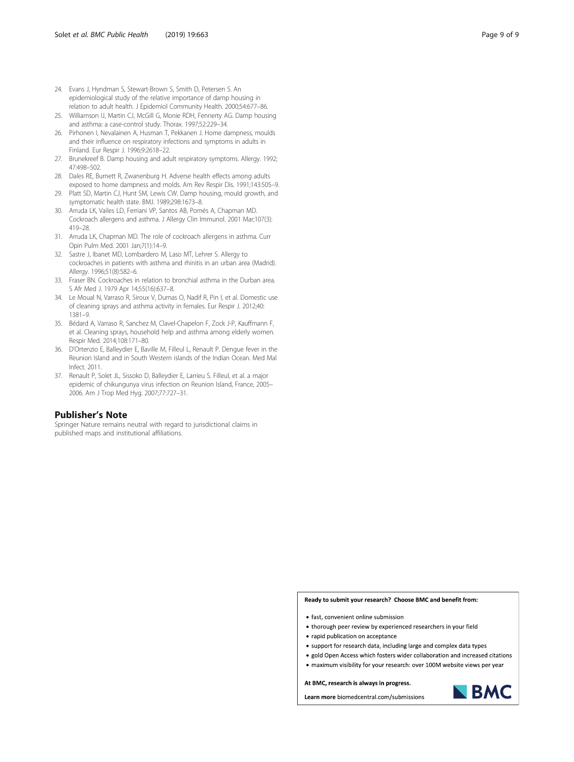24. Evans J, Hyndman S, Stewart-Brown S, Smith D, Petersen S. An epidemiological study of the relative importance of damp housing in relation to adult health. J Epidemiol Community Health. 2000;54:677–86.
25. Williamson IJ, Martin CJ, McGill G, Monie RDH, Fennerty AG. Damp housing and asthma: a case-control study. Thorax. 1997;52:229–34.
26. Pirhonen I, Nevalainen A, Husman T, Pekkanen J. Home dampness, moulds and their influence on respiratory infections and symptoms in adults in Finland. Eur Respir J. 1996;9:2618–22.
27. Brunekreef B. Damp housing and adult respiratory symptoms. Allergy. 1992; 47:498–502.
28. Dales RE, Burnett R, Zwanenburg H. Adverse health effects among adults exposed to home dampness and molds. Am Rev Respir Dis. 1991;143:505–9.
29. Platt SD, Martin CJ, Hunt SM, Lewis CW. Damp housing, mould growth, and symptomatic health state. BMJ. 1989;298:1673–8.
30. Arruda LK, Vailes LD, Ferriani VP, Santos AB, Pomés A, Chapman MD. Cockroach allergens and asthma. J Allergy Clin Immunol. 2001 Mar;107(3): 419–28.
31. Arruda LK, Chapman MD. The role of cockroach allergens in asthma. Curr Opin Pulm Med. 2001 Jan;7(1):14–9.
32. Sastre J, Ibanet MD, Lombardero M, Laso MT, Lehrer S. Allergy to cockroaches in patients with asthma and rhinitis in an urban area (Madrid). Allergy. 1996;51(8):582–6.
33. Fraser BN. Cockroaches in relation to bronchial asthma in the Durban area. S Afr Med J. 1979 Apr 14;55(16):637–8.
34. Le Moual N, Varraso R, Siroux V, Dumas O, Nadif R, Pin I, et al. Domestic use of cleaning sprays and asthma activity in females. Eur Respir J. 2012;40: 1381–9.
35. Bédard A, Varraso R, Sanchez M, Clavel-Chapelon F, Zock J-P, Kauffmann F, et al. Cleaning sprays, household help and asthma among elderly women. Respir Med. 2014;108:171–80.
36. D'Ortenzio E, Balleydier E, Baville M, Filleul L, Renault P. Dengue fever in the Reunion Island and in South Western islands of the Indian Ocean. Med Mal Infect. 2011.
37. Renault P, Solet JL, Sissoko D, Balleydier E, Larrieu S. Filleul, et al. a major epidemic of chikungunya virus infection on Reunion Island, France, 2005–2006. Am J Trop Med Hyg. 2007;77:727–31.

## Publisher's Note

Springer Nature remains neutral with regard to jurisdictional claims in published maps and institutional affiliations.

**Ready to submit your research? Choose BMC and benefit from:**

- fast, convenient online submission
- thorough peer review by experienced researchers in your field
- rapid publication on acceptance
- support for research data, including large and complex data types
- gold Open Access which fosters wider collaboration and increased citations
- maximum visibility for your research: over 100M website views per year

**At BMC, research is always in progress.**

**Learn more** biomedcentral.com/submissions

BMC